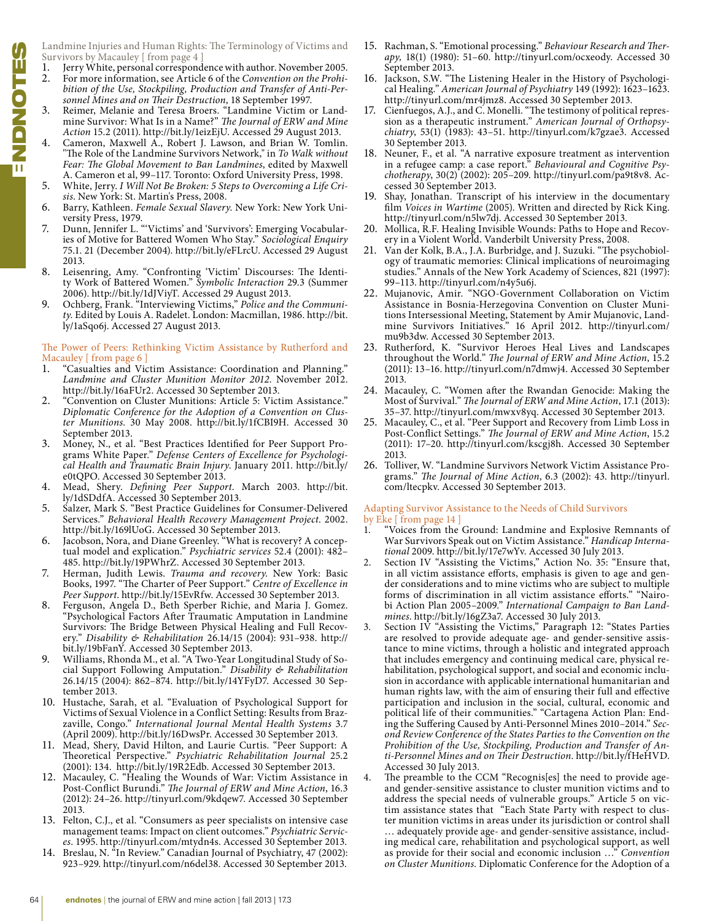# ENDNOTES

Landmine Injuries and Human Rights: The Terminology of Victims and Survivors by Macauley [ from page 4 ]

1. Jerry White, personal correspondence with author. November 2005.
2. For more information, see Article 6 of the *Convention on the Prohibition of the Use, Stockpiling, Production and Transfer of Anti-Personnel Mines and on Their Destruction*, 18 September 1997.
3. Reimer, Melanie and Teresa Broers. "Landmine Victim or Landmine Survivor: What Is in a Name?" *The Journal of ERW and Mine Action* 15.2 (2011). http://bit.ly/1eizEjU. Accessed 29 August 2013.
4. Cameron, Maxwell A., Robert J. Lawson, and Brian W. Tomlin. "The Role of the Landmine Survivors Network," in *To Walk without Fear: The Global Movement to Ban Landmines*, edited by Maxwell A. Cameron et al, 99–117. Toronto: Oxford University Press, 1998.
5. White, Jerry. *I Will Not Be Broken: 5 Steps to Overcoming a Life Crisis*. New York: St. Martin's Press, 2008.
6. Barry, Kathleen. *Female Sexual Slavery*. New York: New York University Press, 1979.
7. Dunn, Jennifer L. "'Victims' and 'Survivors': Emerging Vocabularies of Motive for Battered Women Who Stay." *Sociological Enquiry* 75.1. 21 (December 2004). http://bit.ly/eFLrcU. Accessed 29 August 2013.
8. Leisenring, Amy. "Confronting 'Victim' Discourses: The Identity Work of Battered Women." *Symbolic Interaction* 29.3 (Summer 2006). http://bit.ly/1dJViyT. Accessed 29 August 2013.
9. Ochberg, Frank. "Interviewing Victims," *Police and the Community*. Edited by Louis A. Radelet. London: Macmillan, 1986. http://bit.ly/1aSqo6j. Accessed 27 August 2013.

The Power of Peers: Rethinking Victim Assistance by Rutherford and Macauley [ from page 6 ]

1. "Casualties and Victim Assistance: Coordination and Planning." *Landmine and Cluster Munition Monitor 2012*. November 2012. http://bit.ly/16aFUr2. Accessed 30 September 2013.
2. "Convention on Cluster Munitions: Article 5: Victim Assistance." *Diplomatic Conference for the Adoption of a Convention on Cluster Munitions*. 30 May 2008. http://bit.ly/1fCBI9H. Accessed 30 September 2013.
3. Money, N., et al. "Best Practices Identified for Peer Support Programs White Paper." *Defense Centers of Excellence for Psychological Health and Traumatic Brain Injury*. January 2011. http://bit.ly/e0tQPO. Accessed 30 September 2013.
4. Mead, Shery. *Defining Peer Support*. March 2003. http://bit.ly/1dSDdfA. Accessed 30 September 2013.
5. Salzer, Mark S. "Best Practice Guidelines for Consumer-Delivered Services." *Behavioral Health Recovery Management Project*. 2002. http://bit.ly/169lUoG. Accessed 30 September 2013.
6. Jacobson, Nora, and Diane Greenley. "What is recovery? A conceptual model and explication." *Psychiatric services* 52.4 (2001): 482–485. http://bit.ly/19PWhrZ. Accessed 30 September 2013.
7. Herman, Judith Lewis. *Trauma and recovery*. New York: Basic Books, 1997. "The Charter of Peer Support." *Centre of Excellence in Peer Support*. http://bit.ly/15EvRfw. Accessed 30 September 2013.
8. Ferguson, Angela D., Beth Sperber Richie, and Maria J. Gomez. "Psychological Factors After Traumatic Amputation in Landmine Survivors: The Bridge Between Physical Healing and Full Recovery." *Disability & Rehabilitation* 26.14/15 (2004): 931–938. http://bit.ly/19bFanY. Accessed 30 September 2013.
9. Williams, Rhonda M., et al. "A Two-Year Longitudinal Study of Social Support Following Amputation." *Disability & Rehabilitation* 26.14/15 (2004): 862–874. http://bit.ly/14YFyD7. Accessed 30 September 2013.
10. Hustache, Sarah, et al. "Evaluation of Psychological Support for Victims of Sexual Violence in a Conflict Setting: Results from Brazzaville, Congo." *International Journal Mental Health Systems* 3.7 (April 2009). http://bit.ly/16DwsPr. Accessed 30 September 2013.
11. Mead, Shery, David Hilton, and Laurie Curtis. "Peer Support: A Theoretical Perspective." *Psychiatric Rehabilitation Journal* 25.2 (2001): 134. http://bit.ly/19R2Edb. Accessed 30 September 2013.
12. Macauley, C. "Healing the Wounds of War: Victim Assistance in Post-Conflict Burundi." *The Journal of ERW and Mine Action*, 16.3 (2012): 24–26. http://tinyurl.com/9kdqew7. Accessed 30 September 2013.
13. Felton, C.J., et al. "Consumers as peer specialists on intensive case management teams: Impact on client outcomes." *Psychiatric Services*. 1995. http://tinyurl.com/mtydn4s. Accessed 30 September 2013.
14. Breslau, N. "In Review." Canadian Journal of Psychiatry, 47 (2002): 923–929. http://tinyurl.com/n6del38. Accessed 30 September 2013.
15. Rachman, S. "Emotional processing." *Behaviour Research and Therapy*, 18(1) (1980): 51–60. http://tinyurl.com/ocxeody. Accessed 30 September 2013.
16. Jackson, S.W. "The Listening Healer in the History of Psychological Healing." *American Journal of Psychiatry* 149 (1992): 1623–1623. http://tinyurl.com/mr4jmz8. Accessed 30 September 2013.
17. Cienfuegos, A.J., and C. Monelli. "The testimony of political repression as a therapeutic instrument." *American Journal of Orthopsychiatry*, 53(1) (1983): 43–51. http://tinyurl.com/k7gzae3. Accessed 30 September 2013.
18. Neuner, F., et al. "A narrative exposure treatment as intervention in a refugee camp: a case report." *Behavioural and Cognitive Psychotherapy*, 30(2) (2002): 205–209. http://tinyurl.com/pa9t8v8. Accessed 30 September 2013.
19. Shay, Jonathan. Transcript of his interview in the documentary film *Voices in Wartime* (2005). Written and directed by Rick King. http://tinyurl.com/n5lw7dj. Accessed 30 September 2013.
20. Mollica, R.F. Healing Invisible Wounds: Paths to Hope and Recovery in a Violent World. Vanderbilt University Press, 2008.
21. Van der Kolk, B.A., J.A. Burbridge, and J. Suzuki. "The psychobiology of traumatic memories: Clinical implications of neuroimaging studies." Annals of the New York Academy of Sciences, 821 (1997): 99–113. http://tinyurl.com/n4y5u6j.
22. Mujanovic, Amir. "NGO-Government Collaboration on Victim Assistance in Bosnia-Herzegovina Convention on Cluster Munitions Intersessional Meeting, Statement by Amir Mujanovic, Landmine Survivors Initiatives." 16 April 2012. http://tinyurl.com/mu9b3dw. Accessed 30 September 2013.
23. Rutherford, K. "Survivor Heroes Heal Lives and Landscapes throughout the World." *The Journal of ERW and Mine Action*, 15.2 (2011): 13–16. http://tinyurl.com/n7dmwj4. Accessed 30 September 2013.
24. Macauley, C. "Women after the Rwandan Genocide: Making the Most of Survival." *The Journal of ERW and Mine Action*, 17.1 (2013): 35–37. http://tinyurl.com/mwxv8yq. Accessed 30 September 2013.
25. Macauley, C., et al. "Peer Support and Recovery from Limb Loss in Post-Conflict Settings." *The Journal of ERW and Mine Action*, 15.2 (2011): 17–20. http://tinyurl.com/kscgj8h. Accessed 30 September 2013.
26. Tolliver, W. "Landmine Survivors Network Victim Assistance Programs." *The Journal of Mine Action*, 6.3 (2002): 43. http://tinyurl.com/ltecpkv. Accessed 30 September 2013.

Adapting Survivor Assistance to the Needs of Child Survivors by Eke [ from page 14 ]

1. "Voices from the Ground: Landmine and Explosive Remnants of War Survivors Speak out on Victim Assistance." *Handicap International* 2009. http://bit.ly/17e7wYv. Accessed 30 July 2013.
2. Section IV "Assisting the Victims," Action No. 35: "Ensure that, in all victim assistance efforts, emphasis is given to age and gender considerations and to mine victims who are subject to multiple forms of discrimination in all victim assistance efforts." "Nairobi Action Plan 2005–2009." *International Campaign to Ban Landmines*. http://bit.ly/16gZ3a7. Accessed 30 July 2013.
3. Section IV "Assisting the Victims," Paragraph 12: "States Parties are resolved to provide adequate age- and gender-sensitive assistance to mine victims, through a holistic and integrated approach that includes emergency and continuing medical care, physical rehabilitation, psychological support, and social and economic inclusion in accordance with applicable international humanitarian and human rights law, with the aim of ensuring their full and effective participation and inclusion in the social, cultural, economic and political life of their communities." "Cartagena Action Plan: Ending the Suffering Caused by Anti-Personnel Mines 2010–2014." *Second Review Conference of the States Parties to the Convention on the Prohibition of the Use, Stockpiling, Production and Transfer of Anti-Personnel Mines and on Their Destruction*. http://bit.ly/fHeHVD. Accessed 30 July 2013.
4. The preamble to the CCM "Recognis[es] the need to provide age- and gender-sensitive assistance to cluster munition victims and to address the special needs of vulnerable groups." Article 5 on victim assistance states that "Each State Party with respect to cluster munition victims in areas under its jurisdiction or control shall … adequately provide age- and gender-sensitive assistance, including medical care, rehabilitation and psychological support, as well as provide for their social and economic inclusion …" *Convention on Cluster Munitions*. Diplomatic Conference for the Adoption of a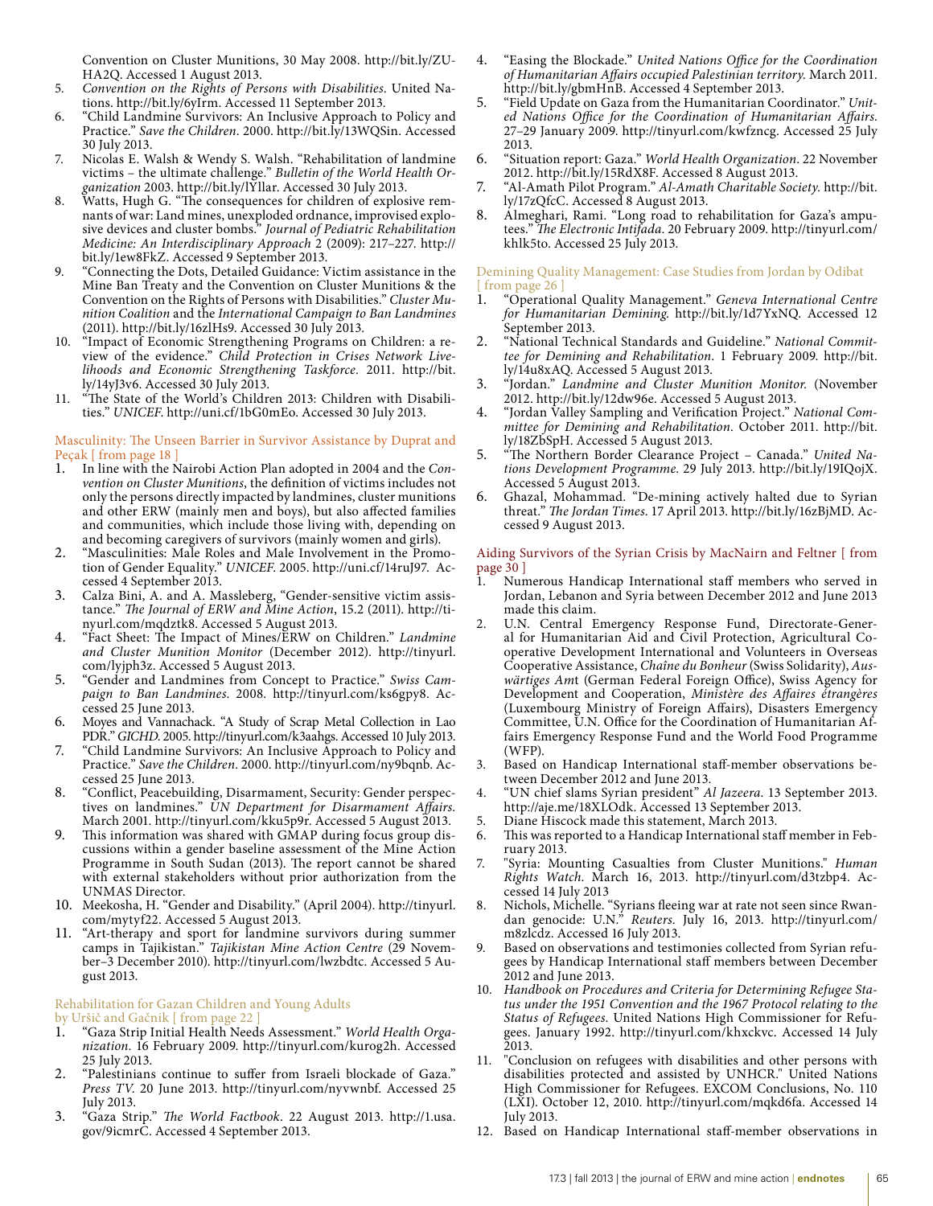Convention on Cluster Munitions, 30 May 2008. http://bit.ly/ZU-HA2Q. Accessed 1 August 2013.

5. *Convention on the Rights of Persons with Disabilities*. United Nations. http://bit.ly/6yIrm. Accessed 11 September 2013.
6. "Child Landmine Survivors: An Inclusive Approach to Policy and Practice." *Save the Children*. 2000. http://bit.ly/13WQSin. Accessed 30 July 2013.
7. Nicolas E. Walsh & Wendy S. Walsh. "Rehabilitation of landmine victims – the ultimate challenge." *Bulletin of the World Health Organization* 2003. http://bit.ly/lYllar. Accessed 30 July 2013.
8. Watts, Hugh G. "The consequences for children of explosive remnants of war: Land mines, unexploded ordnance, improvised explosive devices and cluster bombs." *Journal of Pediatric Rehabilitation Medicine: An Interdisciplinary Approach* 2 (2009): 217–227. http://bit.ly/1ew8FkZ. Accessed 9 September 2013.
9. "Connecting the Dots, Detailed Guidance: Victim assistance in the Mine Ban Treaty and the Convention on Cluster Munitions & the Convention on the Rights of Persons with Disabilities." *Cluster Munition Coalition* and the *International Campaign to Ban Landmines* (2011). http://bit.ly/16zlHs9. Accessed 30 July 2013.
10. "Impact of Economic Strengthening Programs on Children: a review of the evidence." *Child Protection in Crises Network Livelihoods and Economic Strengthening Taskforce*. 2011. http://bit.ly/14yJ3v6. Accessed 30 July 2013.
11. "The State of the World's Children 2013: Children with Disabilities." *UNICEF*. http://uni.cf/1bG0mEo. Accessed 30 July 2013.

### Masculinity: The Unseen Barrier in Survivor Assistance by Duprat and Peçak [ from page 18 ]

1. In line with the Nairobi Action Plan adopted in 2004 and the *Convention on Cluster Munitions*, the definition of victims includes not only the persons directly impacted by landmines, cluster munitions and other ERW (mainly men and boys), but also affected families and communities, which include those living with, depending on and becoming caregivers of survivors (mainly women and girls).
2. "Masculinities: Male Roles and Male Involvement in the Promotion of Gender Equality." *UNICEF*. 2005. http://uni.cf/14ruJ97. Accessed 4 September 2013.
3. Calza Bini, A. and A. Massleberg, "Gender-sensitive victim assistance." *The Journal of ERW and Mine Action*, 15.2 (2011). http://tinyurl.com/mqdztk8. Accessed 5 August 2013.
4. "Fact Sheet: The Impact of Mines/ERW on Children." *Landmine and Cluster Munition Monitor* (December 2012). http://tinyurl.com/lyjph3z. Accessed 5 August 2013.
5. "Gender and Landmines from Concept to Practice." *Swiss Campaign to Ban Landmines*. 2008. http://tinyurl.com/ks6gpy8. Accessed 25 June 2013.
6. Moyes and Vannachack. "A Study of Scrap Metal Collection in Lao PDR." *GICHD*. 2005. http://tinyurl.com/k3aahgs. Accessed 10 July 2013.
7. "Child Landmine Survivors: An Inclusive Approach to Policy and Practice." *Save the Children*. 2000. http://tinyurl.com/ny9bqnb. Accessed 25 June 2013.
8. "Conflict, Peacebuilding, Disarmament, Security: Gender perspectives on landmines." *UN Department for Disarmament Affairs*. March 2001. http://tinyurl.com/kku5p9r. Accessed 5 August 2013.
9. This information was shared with GMAP during focus group discussions within a gender baseline assessment of the Mine Action Programme in South Sudan (2013). The report cannot be shared with external stakeholders without prior authorization from the UNMAS Director.
10. Meekosha, H. "Gender and Disability." (April 2004). http://tinyurl.com/mytyf22. Accessed 5 August 2013.
11. "Art-therapy and sport for landmine survivors during summer camps in Tajikistan." *Tajikistan Mine Action Centre* (29 November–3 December 2010). http://tinyurl.com/lwzbdtc. Accessed 5 August 2013.

### Rehabilitation for Gazan Children and Young Adults by Uršič and Gačnik [ from page 22 ]

1. "Gaza Strip Initial Health Needs Assessment." *World Health Organization*. 16 February 2009. http://tinyurl.com/kurog2h. Accessed 25 July 2013.
2. "Palestinians continue to suffer from Israeli blockade of Gaza." *Press TV*. 20 June 2013. http://tinyurl.com/nyvwnbf. Accessed 25 July 2013.
3. "Gaza Strip." *The World Factbook*. 22 August 2013. http://1.usa.gov/9icmrC. Accessed 4 September 2013.
4. "Easing the Blockade." *United Nations Office for the Coordination of Humanitarian Affairs occupied Palestinian territory*. March 2011. http://bit.ly/gbmHnB. Accessed 4 September 2013.
5. "Field Update on Gaza from the Humanitarian Coordinator." *United Nations Office for the Coordination of Humanitarian Affairs*. 27–29 January 2009. http://tinyurl.com/kwfzncg. Accessed 25 July 2013.
6. "Situation report: Gaza." *World Health Organization*. 22 November 2012. http://bit.ly/15RdX8F. Accessed 8 August 2013.
7. "Al-Amath Pilot Program." *Al-Amath Charitable Society*. http://bit.ly/17zQfcC. Accessed 8 August 2013.
8. Almeghari, Rami. "Long road to rehabilitation for Gaza's amputees." *The Electronic Intifada*. 20 February 2009. http://tinyurl.com/khlk5to. Accessed 25 July 2013.

### Demining Quality Management: Case Studies from Jordan by Odibat [ from page 26 ]

1. "Operational Quality Management." *Geneva International Centre for Humanitarian Demining*. http://bit.ly/1d7YxNQ. Accessed 12 September 2013.
2. "National Technical Standards and Guideline." *National Committee for Demining and Rehabilitation*. 1 February 2009. http://bit.ly/14u8xAQ. Accessed 5 August 2013.
3. "Jordan." *Landmine and Cluster Munition Monitor*. (November 2012. http://bit.ly/12dw96e. Accessed 5 August 2013.
4. "Jordan Valley Sampling and Verification Project." *National Committee for Demining and Rehabilitation*. October 2011. http://bit.ly/18ZbSpH. Accessed 5 August 2013.
5. "The Northern Border Clearance Project – Canada." *United Nations Development Programme*. 29 July 2013. http://bit.ly/19IQojX. Accessed 5 August 2013.
6. Ghazal, Mohammad. "De-mining actively halted due to Syrian threat." *The Jordan Times*. 17 April 2013. http://bit.ly/16zBjMD. Accessed 9 August 2013.

### Aiding Survivors of the Syrian Crisis by MacNairn and Feltner [ from page 30 ]

1. Numerous Handicap International staff members who served in Jordan, Lebanon and Syria between December 2012 and June 2013 made this claim.
2. U.N. Central Emergency Response Fund, Directorate-General for Humanitarian Aid and Civil Protection, Agricultural Cooperative Development International and Volunteers in Overseas Cooperative Assistance, *Chaîne du Bonheur* (Swiss Solidarity), *Auswärtiges Amt* (German Federal Foreign Office), Swiss Agency for Development and Cooperation, *Ministère des Affaires étrangères* (Luxembourg Ministry of Foreign Affairs), Disasters Emergency Committee, U.N. Office for the Coordination of Humanitarian Affairs Emergency Response Fund and the World Food Programme (WFP).
3. Based on Handicap International staff-member observations between December 2012 and June 2013.
4. "UN chief slams Syrian president" *Al Jazeera*. 13 September 2013. http://aje.me/18XLOdk. Accessed 13 September 2013.
5. Diane Hiscock made this statement, March 2013.
6. This was reported to a Handicap International staff member in February 2013.
7. "Syria: Mounting Casualties from Cluster Munitions." *Human Rights Watch*. March 16, 2013. http://tinyurl.com/d3tzbp4. Accessed 14 July 2013
8. Nichols, Michelle. "Syrians fleeing war at rate not seen since Rwandan genocide: U.N." *Reuters*. July 16, 2013. http://tinyurl.com/m8zlcdz. Accessed 16 July 2013.
9. Based on observations and testimonies collected from Syrian refugees by Handicap International staff members between December 2012 and June 2013.
10. *Handbook on Procedures and Criteria for Determining Refugee Status under the 1951 Convention and the 1967 Protocol relating to the Status of Refugees*. United Nations High Commissioner for Refugees. January 1992. http://tinyurl.com/khxckvc. Accessed 14 July 2013.
11. "Conclusion on refugees with disabilities and other persons with disabilities protected and assisted by UNHCR." United Nations High Commissioner for Refugees. EXCOM Conclusions, No. 110 (LXI). October 12, 2010. http://tinyurl.com/mqkd6fa. Accessed 14 July 2013.
12. Based on Handicap International staff-member observations in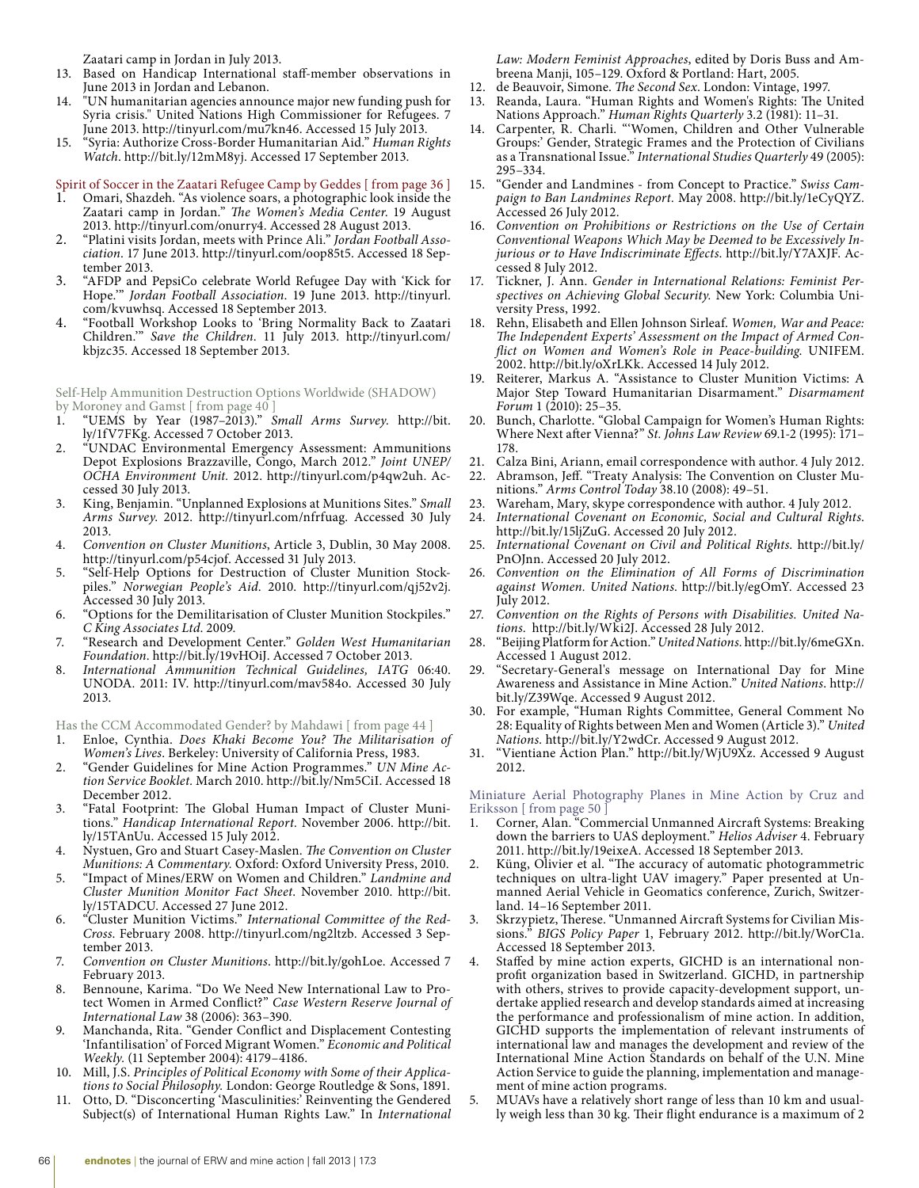Zaatari camp in Jordan in July 2013.

13. Based on Handicap International staff-member observations in June 2013 in Jordan and Lebanon.
14. "UN humanitarian agencies announce major new funding push for Syria crisis." United Nations High Commissioner for Refugees. 7 June 2013. http://tinyurl.com/mu7kn46. Accessed 15 July 2013.
15. "Syria: Authorize Cross-Border Humanitarian Aid." *Human Rights Watch*. http://bit.ly/12mM8yj. Accessed 17 September 2013.

### Spirit of Soccer in the Zaatari Refugee Camp by Geddes [ from page 36 ]

1. Omari, Shazdeh. "As violence soars, a photographic look inside the Zaatari camp in Jordan." *The Women's Media Center*. 19 August 2013. http://tinyurl.com/onurry4. Accessed 28 August 2013.
2. "Platini visits Jordan, meets with Prince Ali." *Jordan Football Association*. 17 June 2013. http://tinyurl.com/oop85t5. Accessed 18 September 2013.
3. "AFDP and PepsiCo celebrate World Refugee Day with 'Kick for Hope.'" *Jordan Football Association*. 19 June 2013. http://tinyurl.com/kvuwhsq. Accessed 18 September 2013.
4. "Football Workshop Looks to 'Bring Normality Back to Zaatari Children.'" *Save the Children*. 11 July 2013. http://tinyurl.com/kbjzc35. Accessed 18 September 2013.

### Self-Help Ammunition Destruction Options Worldwide (SHADOW) by Moroney and Gamst [ from page 40 ]

1. "UEMS by Year (1987–2013)." *Small Arms Survey*. http://bit.ly/1fV7FKg. Accessed 7 October 2013.
2. "UNDAC Environmental Emergency Assessment: Ammunitions Depot Explosions Brazzaville, Congo, March 2012." *Joint UNEP/OCHA Environment Unit*. 2012. http://tinyurl.com/p4qw2uh. Accessed 30 July 2013.
3. King, Benjamin. "Unplanned Explosions at Munitions Sites." *Small Arms Survey*. 2012. http://tinyurl.com/nfrfuag. Accessed 30 July 2013.
4. *Convention on Cluster Munitions*, Article 3, Dublin, 30 May 2008. http://tinyurl.com/p54cjof. Accessed 31 July 2013.
5. "Self-Help Options for Destruction of Cluster Munition Stockpiles." *Norwegian People's Aid*. 2010. http://tinyurl.com/qj52v2j. Accessed 30 July 2013.
6. "Options for the Demilitarisation of Cluster Munition Stockpiles." *C King Associates Ltd*. 2009.
7. "Research and Development Center." *Golden West Humanitarian Foundation*. http://bit.ly/19vHOiJ. Accessed 7 October 2013.
8. *International Ammunition Technical Guidelines, IATG* 06:40. UNODA. 2011: IV. http://tinyurl.com/mav584o. Accessed 30 July 2013.

### Has the CCM Accommodated Gender? by Mahdawi [ from page 44 ]

1. Enloe, Cynthia. *Does Khaki Become You? The Militarisation of Women's Lives*. Berkeley: University of California Press, 1983.
2. "Gender Guidelines for Mine Action Programmes." *UN Mine Action Service Booklet*. March 2010. http://bit.ly/Nm5CiI. Accessed 18 December 2012.
3. "Fatal Footprint: The Global Human Impact of Cluster Munitions." *Handicap International Report*. November 2006. http://bit.ly/15TAnUu. Accessed 15 July 2012.
4. Nystuen, Gro and Stuart Casey-Maslen. *The Convention on Cluster Munitions: A Commentary*. Oxford: Oxford University Press, 2010.
5. "Impact of Mines/ERW on Women and Children." *Landmine and Cluster Munition Monitor Fact Sheet*. November 2010. http://bit.ly/15TADCU. Accessed 27 June 2012.
6. "Cluster Munition Victims." *International Committee of the Red-Cross*. February 2008. http://tinyurl.com/ng2ltzb. Accessed 3 September 2013.
7. *Convention on Cluster Munitions*. http://bit.ly/gohLoe. Accessed 7 February 2013.
8. Bennoune, Karima. "Do We Need New International Law to Protect Women in Armed Conflict?" *Case Western Reserve Journal of International Law* 38 (2006): 363–390.
9. Manchanda, Rita. "Gender Conflict and Displacement Contesting 'Infantilisation' of Forced Migrant Women." *Economic and Political Weekly*. (11 September 2004): 4179–4186.
10. Mill, J.S. *Principles of Political Economy with Some of their Applications to Social Philosophy*. London: George Routledge & Sons, 1891.
11. Otto, D. "Disconcerting 'Masculinities:' Reinventing the Gendered Subject(s) of International Human Rights Law." In *International Law: Modern Feminist Approaches*, edited by Doris Buss and Ambreena Manji, 105–129. Oxford & Portland: Hart, 2005.
12. de Beauvoir, Simone. *The Second Sex*. London: Vintage, 1997.
13. Reanda, Laura. "Human Rights and Women's Rights: The United Nations Approach." *Human Rights Quarterly* 3.2 (1981): 11–31.
14. Carpenter, R. Charli. "'Women, Children and Other Vulnerable Groups:' Gender, Strategic Frames and the Protection of Civilians as a Transnational Issue." *International Studies Quarterly* 49 (2005): 295–334.
15. "Gender and Landmines - from Concept to Practice." *Swiss Campaign to Ban Landmines Report*. May 2008. http://bit.ly/1eCyQYZ. Accessed 26 July 2012.
16. *Convention on Prohibitions or Restrictions on the Use of Certain Conventional Weapons Which May be Deemed to be Excessively Injurious or to Have Indiscriminate Effects*. http://bit.ly/Y7AXJF. Accessed 8 July 2012.
17. Tickner, J. Ann. *Gender in International Relations: Feminist Perspectives on Achieving Global Security*. New York: Columbia University Press, 1992.
18. Rehn, Elisabeth and Ellen Johnson Sirleaf. *Women, War and Peace: The Independent Experts' Assessment on the Impact of Armed Conflict on Women and Women's Role in Peace-building*. UNIFEM. 2002. http://bit.ly/oXrLKk. Accessed 14 July 2012.
19. Reiterer, Markus A. "Assistance to Cluster Munition Victims: A Major Step Toward Humanitarian Disarmament." *Disarmament Forum* 1 (2010): 25–35.
20. Bunch, Charlotte. "Global Campaign for Women's Human Rights: Where Next after Vienna?" *St. Johns Law Review* 69.1-2 (1995): 171–178.
21. Calza Bini, Ariann, email correspondence with author. 4 July 2012.
22. Abramson, Jeff. "Treaty Analysis: The Convention on Cluster Munitions." *Arms Control Today* 38.10 (2008): 49–51.
23. Wareham, Mary, skype correspondence with author. 4 July 2012.
24. *International Covenant on Economic, Social and Cultural Rights*. http://bit.ly/15ljZuG. Accessed 20 July 2012.
25. *International Covenant on Civil and Political Rights*. http://bit.ly/PnOJnn. Accessed 20 July 2012.
26. *Convention on the Elimination of All Forms of Discrimination against Women. United Nations*. http://bit.ly/egOmY. Accessed 23 July 2012.
27. *Convention on the Rights of Persons with Disabilities. United Nations*. http://bit.ly/Wki2J. Accessed 28 July 2012.
28. "Beijing Platform for Action." *United Nations*. http://bit.ly/6meGXn. Accessed 1 August 2012.
29. "Secretary-General's message on International Day for Mine Awareness and Assistance in Mine Action." *United Nations*. http://bit.ly/Z39Wqe. Accessed 9 August 2012.
30. For example, "Human Rights Committee, General Comment No 28: Equality of Rights between Men and Women (Article 3)." *United Nations*. http://bit.ly/Y2wdCr. Accessed 9 August 2012.
31. "Vientiane Action Plan." http://bit.ly/WjU9Xz. Accessed 9 August 2012.

### Miniature Aerial Photography Planes in Mine Action by Cruz and Eriksson [ from page 50 ]

1. Corner, Alan. "Commercial Unmanned Aircraft Systems: Breaking down the barriers to UAS deployment." *Helios Adviser* 4. February 2011. http://bit.ly/19eixeA. Accessed 18 September 2013.
2. Küng, Olivier et al. "The accuracy of automatic photogrammetric techniques on ultra-light UAV imagery." Paper presented at Unmanned Aerial Vehicle in Geomatics conference, Zurich, Switzerland. 14–16 September 2011.
3. Skrzypietz, Therese. "Unmanned Aircraft Systems for Civilian Missions." *BIGS Policy Paper* 1, February 2012. http://bit.ly/WorC1a. Accessed 18 September 2013.
4. Staffed by mine action experts, GICHD is an international nonprofit organization based in Switzerland. GICHD, in partnership with others, strives to provide capacity-development support, undertake applied research and develop standards aimed at increasing the performance and professionalism of mine action. In addition, GICHD supports the implementation of relevant instruments of international law and manages the development and review of the International Mine Action Standards on behalf of the U.N. Mine Action Service to guide the planning, implementation and management of mine action programs.
5. MUAVs have a relatively short range of less than 10 km and usually weigh less than 30 kg. Their flight endurance is a maximum of 2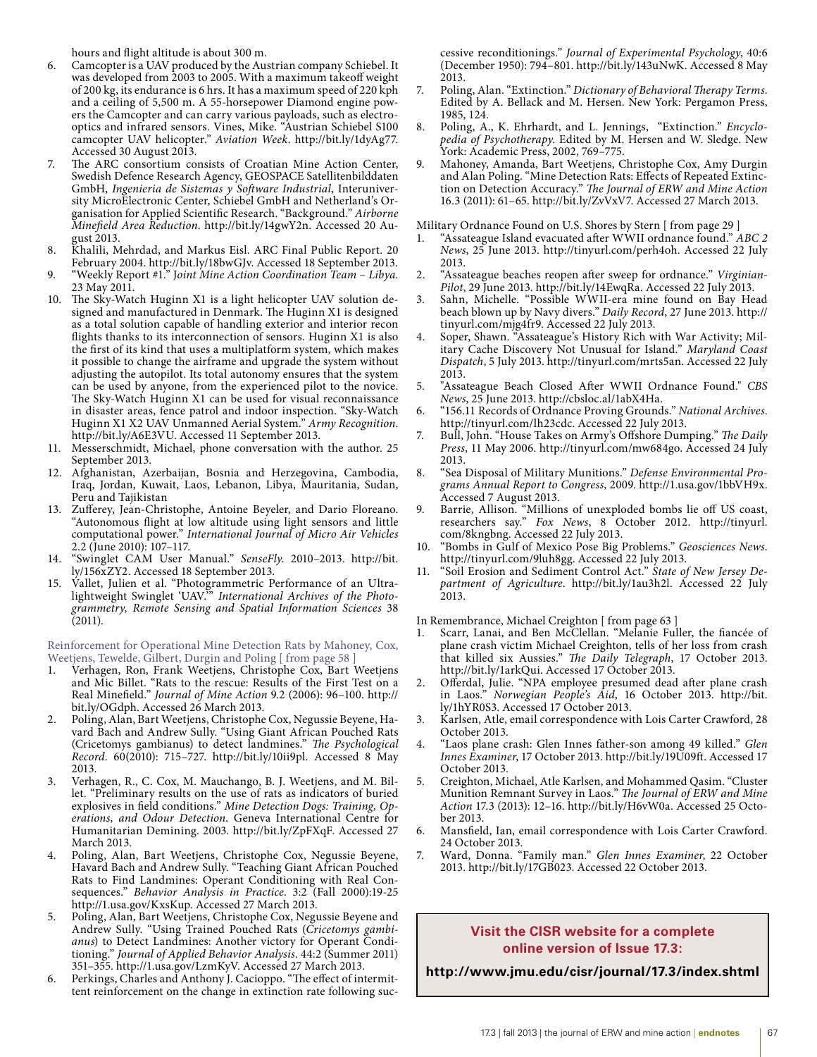hours and flight altitude is about 300 m.

6. Camcopter is a UAV produced by the Austrian company Schiebel. It was developed from 2003 to 2005. With a maximum takeoff weight of 200 kg, its endurance is 6 hrs. It has a maximum speed of 220 kph and a ceiling of 5,500 m. A 55-horsepower Diamond engine powers the Camcopter and can carry various payloads, such as electro-optics and infrared sensors. Vines, Mike. "Austrian Schiebel S100 camcopter UAV helicopter." *Aviation Week*. http://bit.ly/1dyAg77. Accessed 30 August 2013.
7. The ARC consortium consists of Croatian Mine Action Center, Swedish Defence Research Agency, GEOSPACE Satellitenbilddaten GmbH, *Ingenieria de Sistemas y Software Industrial*, Interuniversity MicroElectronic Center, Schiebel GmbH and Netherland's Organisation for Applied Scientific Research. "Background." *Airborne Minefield Area Reduction*. http://bit.ly/14gwY2n. Accessed 20 August 2013.
8. Khalili, Mehrdad, and Markus Eisl. ARC Final Public Report. 20 February 2004. http://bit.ly/18bwGJv. Accessed 18 September 2013.
9. "Weekly Report #1." J*oint Mine Action Coordination Team – Libya*. 23 May 2011.
10. The Sky-Watch Huginn X1 is a light helicopter UAV solution designed and manufactured in Denmark. The Huginn X1 is designed as a total solution capable of handling exterior and interior recon flights thanks to its interconnection of sensors. Huginn X1 is also the first of its kind that uses a multiplatform system, which makes it possible to change the airframe and upgrade the system without adjusting the autopilot. Its total autonomy ensures that the system can be used by anyone, from the experienced pilot to the novice. The Sky-Watch Huginn X1 can be used for visual reconnaissance in disaster areas, fence patrol and indoor inspection. "Sky-Watch Huginn X1 X2 UAV Unmanned Aerial System." *Army Recognition*. http://bit.ly/A6E3VU. Accessed 11 September 2013.
11. Messerschmidt, Michael, phone conversation with the author. 25 September 2013.
12. Afghanistan, Azerbaijan, Bosnia and Herzegovina, Cambodia, Iraq, Jordan, Kuwait, Laos, Lebanon, Libya, Mauritania, Sudan, Peru and Tajikistan
13. Zufferey, Jean-Christophe, Antoine Beyeler, and Dario Floreano. "Autonomous flight at low altitude using light sensors and little computational power." *International Journal of Micro Air Vehicles* 2.2 (June 2010): 107–117.
14. "Swinglet CAM User Manual." *SenseFly*. 2010–2013. http://bit.ly/156xZY2. Accessed 18 September 2013.
15. Vallet, Julien et al. "Photogrammetric Performance of an Ultra-lightweight Swinglet 'UAV.'" *International Archives of the Photogrammetry, Remote Sensing and Spatial Information Sciences* 38 (2011).

Reinforcement for Operational Mine Detection Rats by Mahoney, Cox, Weetjens, Tewelde, Gilbert, Durgin and Poling [ from page 58 ]

1. Verhagen, Ron, Frank Weetjens, Christophe Cox, Bart Weetjens and Mic Billet. "Rats to the rescue: Results of the First Test on a Real Minefield." *Journal of Mine Action* 9.2 (2006): 96–100. http://bit.ly/OGdph. Accessed 26 March 2013.
2. Poling, Alan, Bart Weetjens, Christophe Cox, Negussie Beyene, Havard Bach and Andrew Sully. "Using Giant African Pouched Rats (Cricetomys gambianus) to detect landmines." *The Psychological Record*. 60(2010): 715–727. http://bit.ly/10ii9pl. Accessed 8 May 2013.
3. Verhagen, R., C. Cox, M. Mauchango, B. J. Weetjens, and M. Billet. "Preliminary results on the use of rats as indicators of buried explosives in field conditions." *Mine Detection Dogs: Training, Operations, and Odour Detection*. Geneva International Centre for Humanitarian Demining. 2003. http://bit.ly/ZpFXqF. Accessed 27 March 2013.
4. Poling, Alan, Bart Weetjens, Christophe Cox, Negussie Beyene, Havard Bach and Andrew Sully. "Teaching Giant African Pouched Rats to Find Landmines: Operant Conditioning with Real Consequences." *Behavior Analysis in Practice*. 3:2 (Fall 2000):19-25 http://1.usa.gov/KxsKup. Accessed 27 March 2013.
5. Poling, Alan, Bart Weetjens, Christophe Cox, Negussie Beyene and Andrew Sully. "Using Trained Pouched Rats (*Cricetomys gambianus*) to Detect Landmines: Another victory for Operant Conditioning." *Journal of Applied Behavior Analysis*. 44:2 (Summer 2011) 351–355. http://1.usa.gov/LzmKyV. Accessed 27 March 2013.
6. Perkings, Charles and Anthony J. Cacioppo. "The effect of intermittent reinforcement on the change in extinction rate following successive reconditionings." *Journal of Experimental Psychology*, 40:6 (December 1950): 794–801. http://bit.ly/143uNwK. Accessed 8 May 2013.
7. Poling, Alan. "Extinction." *Dictionary of Behavioral Therapy Terms*. Edited by A. Bellack and M. Hersen. New York: Pergamon Press, 1985, 124.
8. Poling, A., K. Ehrhardt, and L. Jennings, "Extinction." *Encyclopedia of Psychotherapy*. Edited by M. Hersen and W. Sledge. New York: Academic Press, 2002, 769–775.
9. Mahoney, Amanda, Bart Weetjens, Christophe Cox, Amy Durgin and Alan Poling. "Mine Detection Rats: Effects of Repeated Extinction on Detection Accuracy." *The Journal of ERW and Mine Action* 16.3 (2011): 61–65. http://bit.ly/ZvVxV7. Accessed 27 March 2013.

Military Ordnance Found on U.S. Shores by Stern [ from page 29 ]

1. "Assateague Island evacuated after WWII ordnance found." *ABC 2 News*, 25 June 2013. http://tinyurl.com/perh4oh. Accessed 22 July 2013.
2. "Assateague beaches reopen after sweep for ordnance." *Virginian-Pilot*, 29 June 2013. http://bit.ly/14EwqRa. Accessed 22 July 2013.
3. Sahn, Michelle. "Possible WWII-era mine found on Bay Head beach blown up by Navy divers." *Daily Record*, 27 June 2013. http://tinyurl.com/mjg4fr9. Accessed 22 July 2013.
4. Soper, Shawn. "Assateague's History Rich with War Activity; Military Cache Discovery Not Unusual for Island." *Maryland Coast Dispatch*, 5 July 2013. http://tinyurl.com/mrts5an. Accessed 22 July 2013.
5. "Assateague Beach Closed After WWII Ordnance Found." *CBS News*, 25 June 2013. http://cbsloc.al/1abX4Ha.
6. "156.11 Records of Ordnance Proving Grounds." *National Archives*. http://tinyurl.com/lh23cdc. Accessed 22 July 2013.
7. Bull, John. "House Takes on Army's Offshore Dumping." *The Daily Press*, 11 May 2006. http://tinyurl.com/mw684go. Accessed 24 July 2013.
8. "Sea Disposal of Military Munitions." *Defense Environmental Programs Annual Report to Congress*, 2009. http://1.usa.gov/1bbVH9x. Accessed 7 August 2013.
9. Barrie, Allison. "Millions of unexploded bombs lie off US coast, researchers say." *Fox News*, 8 October 2012. http://tinyurl.com/8kngbng. Accessed 22 July 2013.
10. "Bombs in Gulf of Mexico Pose Big Problems." *Geosciences News*. http://tinyurl.com/9luh8gg. Accessed 22 July 2013.
11. "Soil Erosion and Sediment Control Act." *State of New Jersey Department of Agriculture*. http://bit.ly/1au3h2l. Accessed 22 July 2013.

In Remembrance, Michael Creighton [ from page 63 ]

1. Scarr, Lanai, and Ben McClellan. "Melanie Fuller, the fiancée of plane crash victim Michael Creighton, tells of her loss from crash that killed six Aussies." *The Daily Telegraph*, 17 October 2013. http://bit.ly/1arkQui. Accessed 17 October 2013.
2. Offerdal, Julie. "NPA employee presumed dead after plane crash in Laos." *Norwegian People's Aid*, 16 October 2013. http://bit.ly/1hYR0S3. Accessed 17 October 2013.
3. Karlsen, Atle, email correspondence with Lois Carter Crawford, 28 October 2013.
4. "Laos plane crash: Glen Innes father-son among 49 killed." *Glen Innes Examiner*, 17 October 2013. http://bit.ly/19U09ft. Accessed 17 October 2013.
5. Creighton, Michael, Atle Karlsen, and Mohammed Qasim. "Cluster Munition Remnant Survey in Laos." *The Journal of ERW and Mine Action* 17.3 (2013): 12–16. http://bit.ly/H6vW0a. Accessed 25 October 2013.
6. Mansfield, Ian, email correspondence with Lois Carter Crawford. 24 October 2013.
7. Ward, Donna. "Family man." *Glen Innes Examiner*, 22 October 2013. http://bit.ly/17GB023. Accessed 22 October 2013.

**Visit the CISR website for a complete online version of Issue 17.3:**

**http://www.jmu.edu/cisr/journal/17.3/index.shtml**